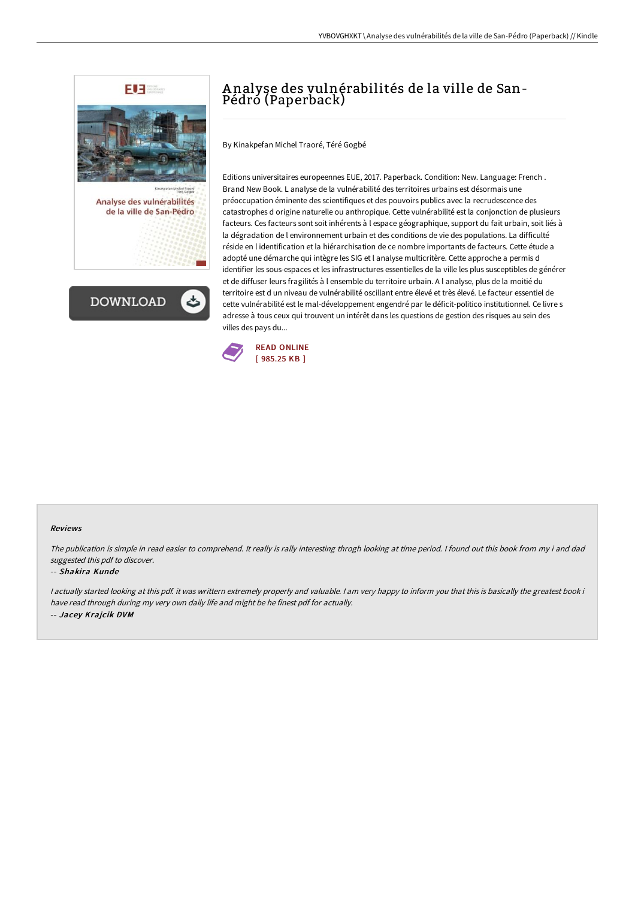# Analyse des vulnérabilités de la ville de San-Pédro (Paperback)

By Kinakpefan Michel Traoré, Téré Gogbé

Editions universitaires europeennes EUE, 2017. Paperback. Condition: New. Language: French . Brand New Book. L analyse de la vulnérabilité des territoires urbains est désormais une préoccupation éminente des scientifiques et des pouvoirs publics avec la recrudescence des catastrophes d origine naturelle ou anthropique. Cette vulnérabilité est la conjonction de plusieurs facteurs. Ces facteurs sont soit inhérents à l espace géographique, support du fait urbain, soit liés à la dégradation de l environnement urbain et des conditions de vie des populations. La difficulté réside en l identification et la hiérarchisation de ce nombre importants de facteurs. Cette étude a adopté une démarche qui intègre les SIG et l analyse multicritère. Cette approche a permis d identifier les sous-espaces et les infrastructures essentielles de la ville les plus susceptibles de générer et de diffuser leurs fragilités à l ensemble du territoire urbain. A l analyse, plus de la moitié du territoire est d un niveau de vulnérabilité oscillant entre élevé et très élevé. Le facteur essentiel de cette vulnérabilité est le mal-développement engendré par le déficit-politico institutionnel. Ce livre s adresse à tous ceux qui trouvent un intérêt dans les questions de gestion des risques au sein des villes des pays du...

READ ONLINE
[ 985.25 KB ]

#### Reviews

*The publication is simple in read easier to comprehend. It really is rally interesting throgh looking at time period. I found out this book from my i and dad suggested this pdf to discover.*

-- ***Shakira Kunde***

*I actually started looking at this pdf. it was writtern extremely properly and valuable. I am very happy to inform you that this is basically the greatest book i have read through during my very own daily life and might be he finest pdf for actually.*

-- ***Jacey Krajcik DVM***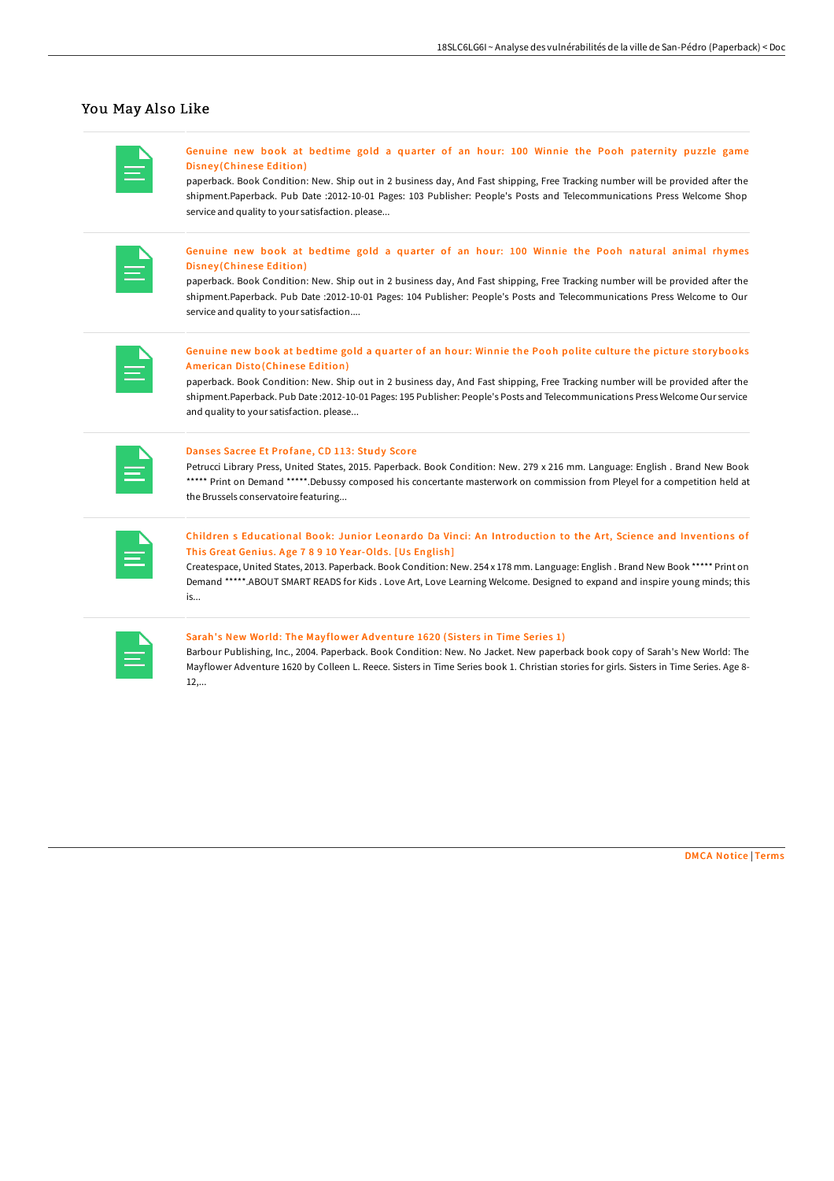## You May Also Like

**Genuine new book at bedtime gold a quarter of an hour: 100 Winnie the Pooh paternity puzzle game Disney(Chinese Edition)**

paperback. Book Condition: New. Ship out in 2 business day, And Fast shipping, Free Tracking number will be provided after the shipment.Paperback. Pub Date :2012-10-01 Pages: 103 Publisher: People's Posts and Telecommunications Press Welcome Shop service and quality to your satisfaction. please...

**Genuine new book at bedtime gold a quarter of an hour: 100 Winnie the Pooh natural animal rhymes Disney(Chinese Edition)**

paperback. Book Condition: New. Ship out in 2 business day, And Fast shipping, Free Tracking number will be provided after the shipment.Paperback. Pub Date :2012-10-01 Pages: 104 Publisher: People's Posts and Telecommunications Press Welcome to Our service and quality to your satisfaction....

**Genuine new book at bedtime gold a quarter of an hour: Winnie the Pooh polite culture the picture storybooks American Disto(Chinese Edition)**

paperback. Book Condition: New. Ship out in 2 business day, And Fast shipping, Free Tracking number will be provided after the shipment.Paperback. Pub Date :2012-10-01 Pages: 195 Publisher: People's Posts and Telecommunications Press Welcome Our service and quality to your satisfaction. please...

**Danses Sacree Et Profane, CD 113: Study Score**

Petrucci Library Press, United States, 2015. Paperback. Book Condition: New. 279 x 216 mm. Language: English . Brand New Book ***** Print on Demand *****.Debussy composed his concertante masterwork on commission from Pleyel for a competition held at the Brussels conservatoire featuring...

**Children s Educational Book: Junior Leonardo Da Vinci: An Introduction to the Art, Science and Inventions of This Great Genius. Age 7 8 9 10 Year-Olds. [Us English]**

Createspace, United States, 2013. Paperback. Book Condition: New. 254 x 178 mm. Language: English . Brand New Book ***** Print on Demand *****.ABOUT SMART READS for Kids . Love Art, Love Learning Welcome. Designed to expand and inspire young minds; this is...

**Sarah's New World: The Mayflower Adventure 1620 (Sisters in Time Series 1)**

Barbour Publishing, Inc., 2004. Paperback. Book Condition: New. No Jacket. New paperback book copy of Sarah's New World: The Mayflower Adventure 1620 by Colleen L. Reece. Sisters in Time Series book 1. Christian stories for girls. Sisters in Time Series. Age 8-12,...

DMCA Notice | Terms